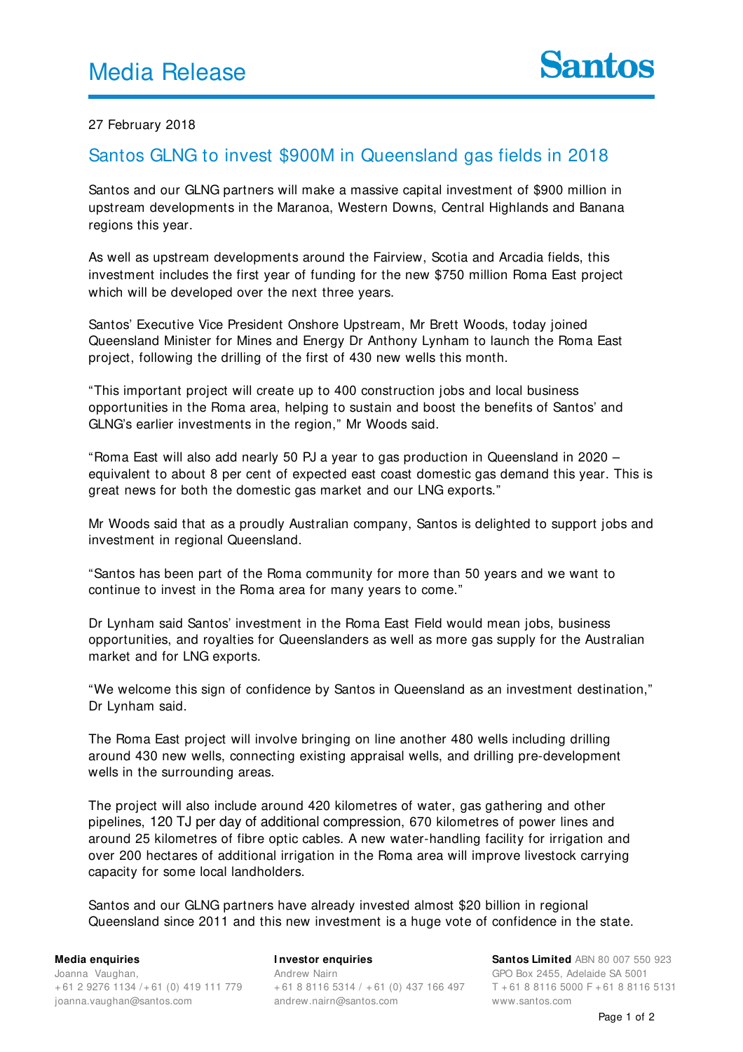# Media Release

Santos

27 February 2018

## Santos GLNG to invest $900M in Queensland gas fields in 2018

Santos and our GLNG partners will make a massive capital investment of $900 million in upstream developments in the Maranoa, Western Downs, Central Highlands and Banana regions this year.

As well as upstream developments around the Fairview, Scotia and Arcadia fields, this investment includes the first year of funding for the new $750 million Roma East project which will be developed over the next three years.

Santos' Executive Vice President Onshore Upstream, Mr Brett Woods, today joined Queensland Minister for Mines and Energy Dr Anthony Lynham to launch the Roma East project, following the drilling of the first of 430 new wells this month.

"This important project will create up to 400 construction jobs and local business opportunities in the Roma area, helping to sustain and boost the benefits of Santos' and GLNG's earlier investments in the region," Mr Woods said.

"Roma East will also add nearly 50 PJ a year to gas production in Queensland in 2020 – equivalent to about 8 per cent of expected east coast domestic gas demand this year. This is great news for both the domestic gas market and our LNG exports."

Mr Woods said that as a proudly Australian company, Santos is delighted to support jobs and investment in regional Queensland.

"Santos has been part of the Roma community for more than 50 years and we want to continue to invest in the Roma area for many years to come."

Dr Lynham said Santos' investment in the Roma East Field would mean jobs, business opportunities, and royalties for Queenslanders as well as more gas supply for the Australian market and for LNG exports.

"We welcome this sign of confidence by Santos in Queensland as an investment destination," Dr Lynham said.

The Roma East project will involve bringing on line another 480 wells including drilling around 430 new wells, connecting existing appraisal wells, and drilling pre-development wells in the surrounding areas.

The project will also include around 420 kilometres of water, gas gathering and other pipelines, 120 TJ per day of additional compression, 670 kilometres of power lines and around 25 kilometres of fibre optic cables. A new water-handling facility for irrigation and over 200 hectares of additional irrigation in the Roma area will improve livestock carrying capacity for some local landholders.

Santos and our GLNG partners have already invested almost $20 billion in regional Queensland since 2011 and this new investment is a huge vote of confidence in the state.

**Media enquiries**
Joanna Vaughan,
+61 2 9276 1134 / +61 (0) 419 111 779
joanna.vaughan@santos.com

**Investor enquiries**
Andrew Nairn
+61 8 8116 5314 / +61 (0) 437 166 497
andrew.nairn@santos.com

**Santos Limited** ABN 80 007 550 923
GPO Box 2455, Adelaide SA 5001
T +61 8 8116 5000 F +61 8 8116 5131
www.santos.com